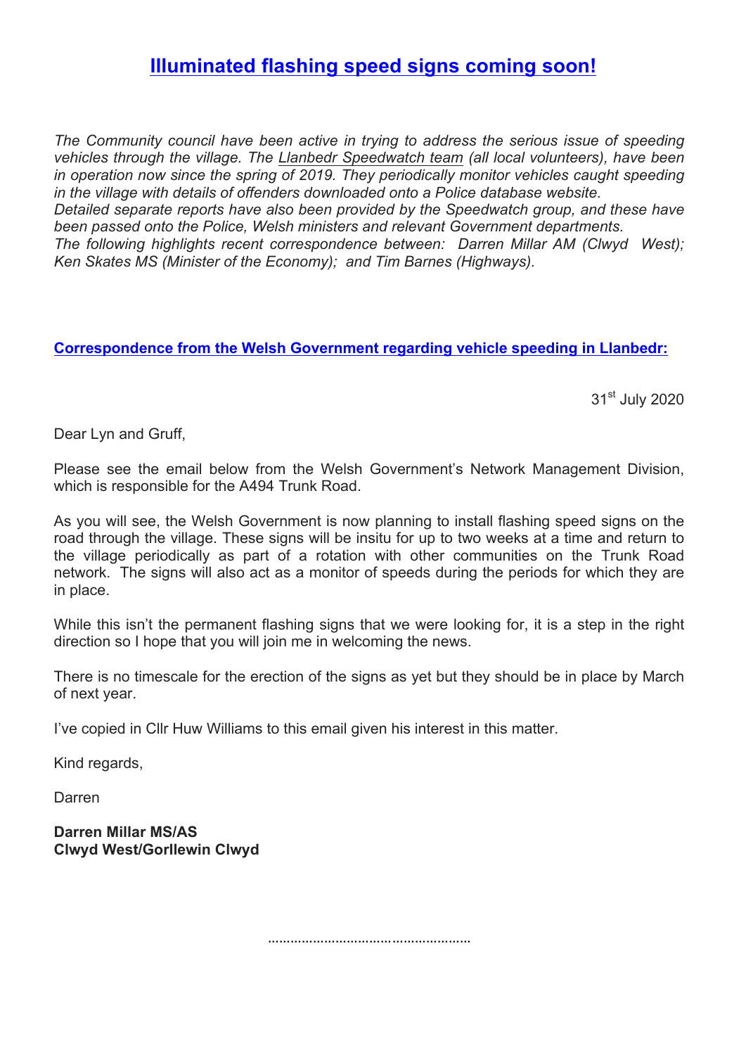# Illuminated flashing speed signs coming soon!

*The Community council have been active in trying to address the serious issue of speeding vehicles through the village. The Llanbedr Speedwatch team (all local volunteers), have been in operation now since the spring of 2019. They periodically monitor vehicles caught speeding in the village with details of offenders downloaded onto a Police database website.*
*Detailed separate reports have also been provided by the Speedwatch group, and these have been passed onto the Police, Welsh ministers and relevant Government departments.*
*The following highlights recent correspondence between: Darren Millar AM (Clwyd West); Ken Skates MS (Minister of the Economy); and Tim Barnes (Highways).*

## Correspondence from the Welsh Government regarding vehicle speeding in Llanbedr:

31st July 2020

Dear Lyn and Gruff,

Please see the email below from the Welsh Government's Network Management Division, which is responsible for the A494 Trunk Road.

As you will see, the Welsh Government is now planning to install flashing speed signs on the road through the village. These signs will be insitu for up to two weeks at a time and return to the village periodically as part of a rotation with other communities on the Trunk Road network. The signs will also act as a monitor of speeds during the periods for which they are in place.

While this isn't the permanent flashing signs that we were looking for, it is a step in the right direction so I hope that you will join me in welcoming the news.

There is no timescale for the erection of the signs as yet but they should be in place by March of next year.

I've copied in Cllr Huw Williams to this email given his interest in this matter.

Kind regards,

Darren

**Darren Millar MS/AS**
**Clwyd West/Gorllewin Clwyd**

…………………………………………….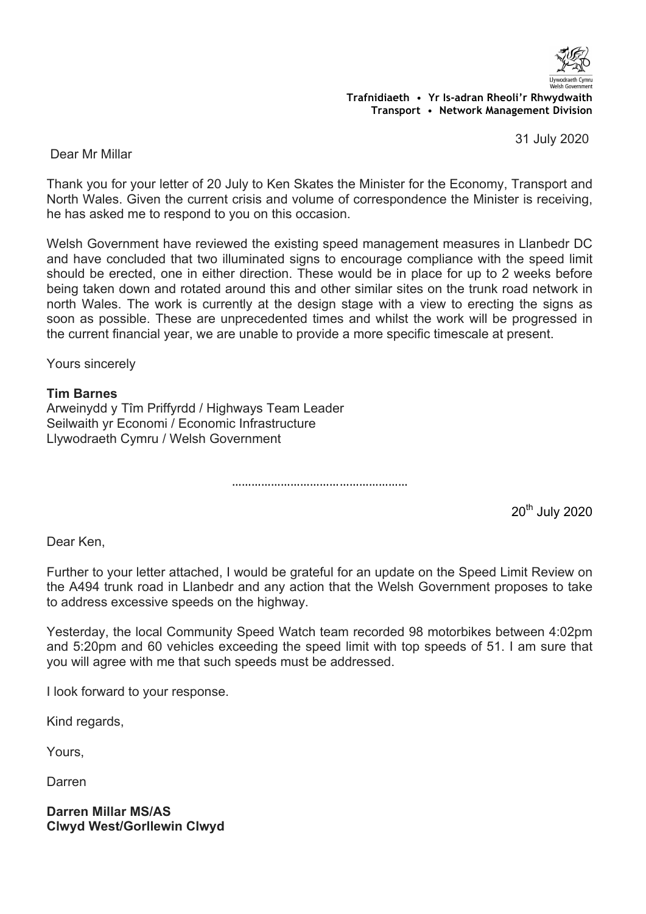Llywodraeth Cymru
Welsh Government

**Trafnidiaeth • Yr Is-adran Rheoli'r Rhwydwaith**
**Transport • Network Management Division**

31 July 2020

Dear Mr Millar

Thank you for your letter of 20 July to Ken Skates the Minister for the Economy, Transport and North Wales. Given the current crisis and volume of correspondence the Minister is receiving, he has asked me to respond to you on this occasion.

Welsh Government have reviewed the existing speed management measures in Llanbedr DC and have concluded that two illuminated signs to encourage compliance with the speed limit should be erected, one in either direction. These would be in place for up to 2 weeks before being taken down and rotated around this and other similar sites on the trunk road network in north Wales. The work is currently at the design stage with a view to erecting the signs as soon as possible. These are unprecedented times and whilst the work will be progressed in the current financial year, we are unable to provide a more specific timescale at present.

Yours sincerely

**Tim Barnes**
Arweinydd y Tîm Priffyrdd / Highways Team Leader
Seilwaith yr Economi / Economic Infrastructure
Llywodraeth Cymru / Welsh Government

……………………………………………

20th July 2020

Dear Ken,

Further to your letter attached, I would be grateful for an update on the Speed Limit Review on the A494 trunk road in Llanbedr and any action that the Welsh Government proposes to take to address excessive speeds on the highway.

Yesterday, the local Community Speed Watch team recorded 98 motorbikes between 4:02pm and 5:20pm and 60 vehicles exceeding the speed limit with top speeds of 51. I am sure that you will agree with me that such speeds must be addressed.

I look forward to your response.

Kind regards,

Yours,

Darren

**Darren Millar MS/AS**
**Clwyd West/Gorllewin Clwyd**